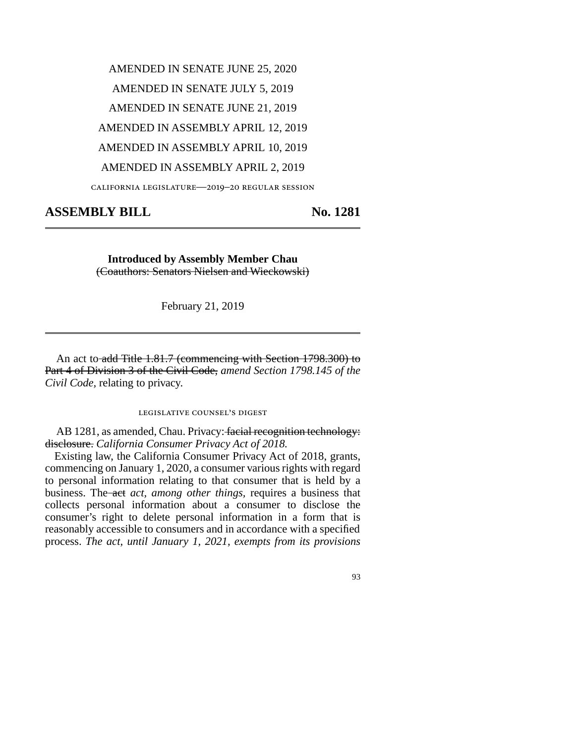AMENDED IN SENATE JUNE 25, 2020

AMENDED IN SENATE JULY 5, 2019

AMENDED IN SENATE JUNE 21, 2019

AMENDED IN ASSEMBLY APRIL 12, 2019

AMENDED IN ASSEMBLY APRIL 10, 2019

AMENDED IN ASSEMBLY APRIL 2, 2019

CALIFORNIA LEGISLATURE—2019–20 REGULAR SESSION

# ASSEMBLY BILL No. 1281

**Introduced by Assembly Member Chau**
~~(Coauthors: Senators Nielsen and Wieckowski)~~

February 21, 2019

An act to ~~add Title 1.81.7 (commencing with Section 1798.300) to Part 4 of Division 3 of the Civil Code,~~ *amend Section 1798.145 of the Civil Code,* relating to privacy.

LEGISLATIVE COUNSEL'S DIGEST

AB 1281, as amended, Chau. Privacy: ~~facial recognition technology: disclosure.~~ *California Consumer Privacy Act of 2018.*

Existing law, the California Consumer Privacy Act of 2018, grants, commencing on January 1, 2020, a consumer various rights with regard to personal information relating to that consumer that is held by a business. The ~~act~~ *act, among other things,* requires a business that collects personal information about a consumer to disclose the consumer's right to delete personal information in a form that is reasonably accessible to consumers and in accordance with a specified process. *The act, until January 1, 2021, exempts from its provisions*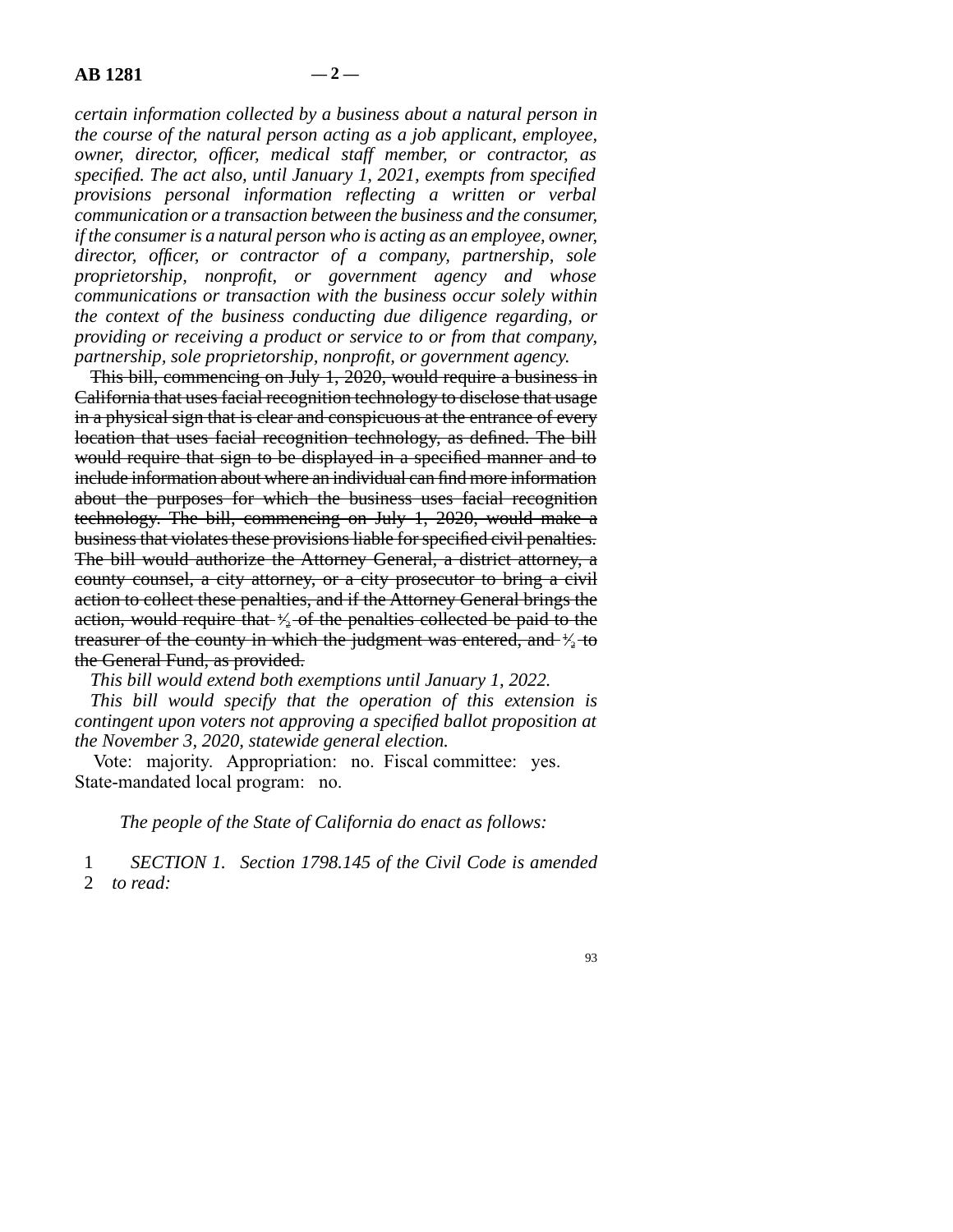*certain information collected by a business about a natural person in the course of the natural person acting as a job applicant, employee, owner, director, officer, medical staff member, or contractor, as specified. The act also, until January 1, 2021, exempts from specified provisions personal information reflecting a written or verbal communication or a transaction between the business and the consumer, if the consumer is a natural person who is acting as an employee, owner, director, officer, or contractor of a company, partnership, sole proprietorship, nonprofit, or government agency and whose communications or transaction with the business occur solely within the context of the business conducting due diligence regarding, or providing or receiving a product or service to or from that company, partnership, sole proprietorship, nonprofit, or government agency.*

~~This bill, commencing on July 1, 2020, would require a business in California that uses facial recognition technology to disclose that usage in a physical sign that is clear and conspicuous at the entrance of every location that uses facial recognition technology, as defined. The bill would require that sign to be displayed in a specified manner and to include information about where an individual can find more information about the purposes for which the business uses facial recognition technology. The bill, commencing on July 1, 2020, would make a business that violates these provisions liable for specified civil penalties. The bill would authorize the Attorney General, a district attorney, a county counsel, a city attorney, or a city prosecutor to bring a civil action to collect these penalties, and if the Attorney General brings the action, would require that ½ of the penalties collected be paid to the treasurer of the county in which the judgment was entered, and ½ to the General Fund, as provided.~~

*This bill would extend both exemptions until January 1, 2022.*

*This bill would specify that the operation of this extension is contingent upon voters not approving a specified ballot proposition at the November 3, 2020, statewide general election.*

Vote: majority. Appropriation: no. Fiscal committee: yes. State-mandated local program: no.

*The people of the State of California do enact as follows:*

1 *SECTION 1. Section 1798.145 of the Civil Code is amended*
2 *to read:*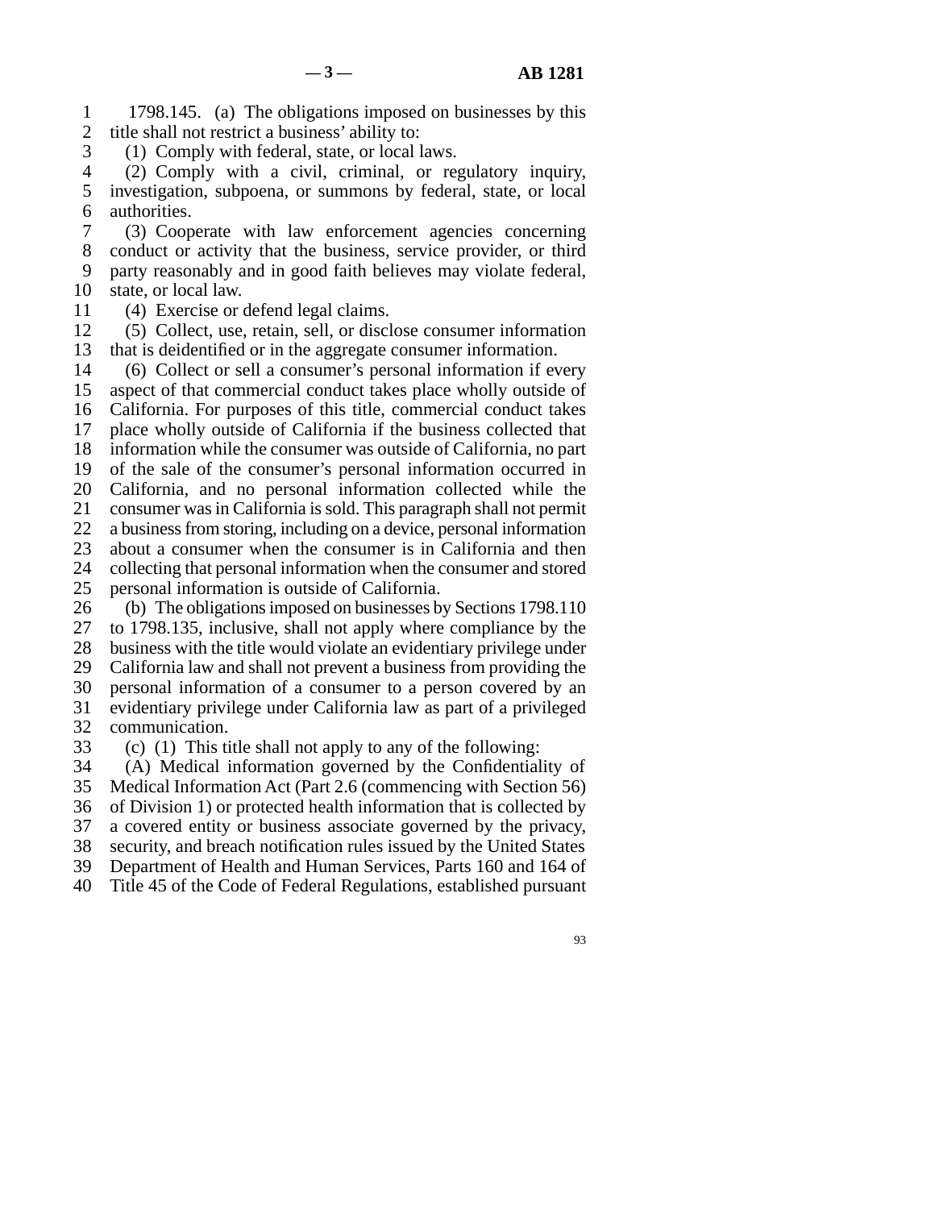1798.145. (a) The obligations imposed on businesses by this title shall not restrict a business' ability to:

(1) Comply with federal, state, or local laws.

(2) Comply with a civil, criminal, or regulatory inquiry, investigation, subpoena, or summons by federal, state, or local authorities.

(3) Cooperate with law enforcement agencies concerning conduct or activity that the business, service provider, or third party reasonably and in good faith believes may violate federal, state, or local law.

(4) Exercise or defend legal claims.

(5) Collect, use, retain, sell, or disclose consumer information that is deidentified or in the aggregate consumer information.

(6) Collect or sell a consumer's personal information if every aspect of that commercial conduct takes place wholly outside of California. For purposes of this title, commercial conduct takes place wholly outside of California if the business collected that information while the consumer was outside of California, no part of the sale of the consumer's personal information occurred in California, and no personal information collected while the consumer was in California is sold. This paragraph shall not permit a business from storing, including on a device, personal information about a consumer when the consumer is in California and then collecting that personal information when the consumer and stored personal information is outside of California.

(b) The obligations imposed on businesses by Sections 1798.110 to 1798.135, inclusive, shall not apply where compliance by the business with the title would violate an evidentiary privilege under California law and shall not prevent a business from providing the personal information of a consumer to a person covered by an evidentiary privilege under California law as part of a privileged communication.

(c) (1) This title shall not apply to any of the following:

(A) Medical information governed by the Confidentiality of Medical Information Act (Part 2.6 (commencing with Section 56) of Division 1) or protected health information that is collected by a covered entity or business associate governed by the privacy, security, and breach notification rules issued by the United States Department of Health and Human Services, Parts 160 and 164 of Title 45 of the Code of Federal Regulations, established pursuant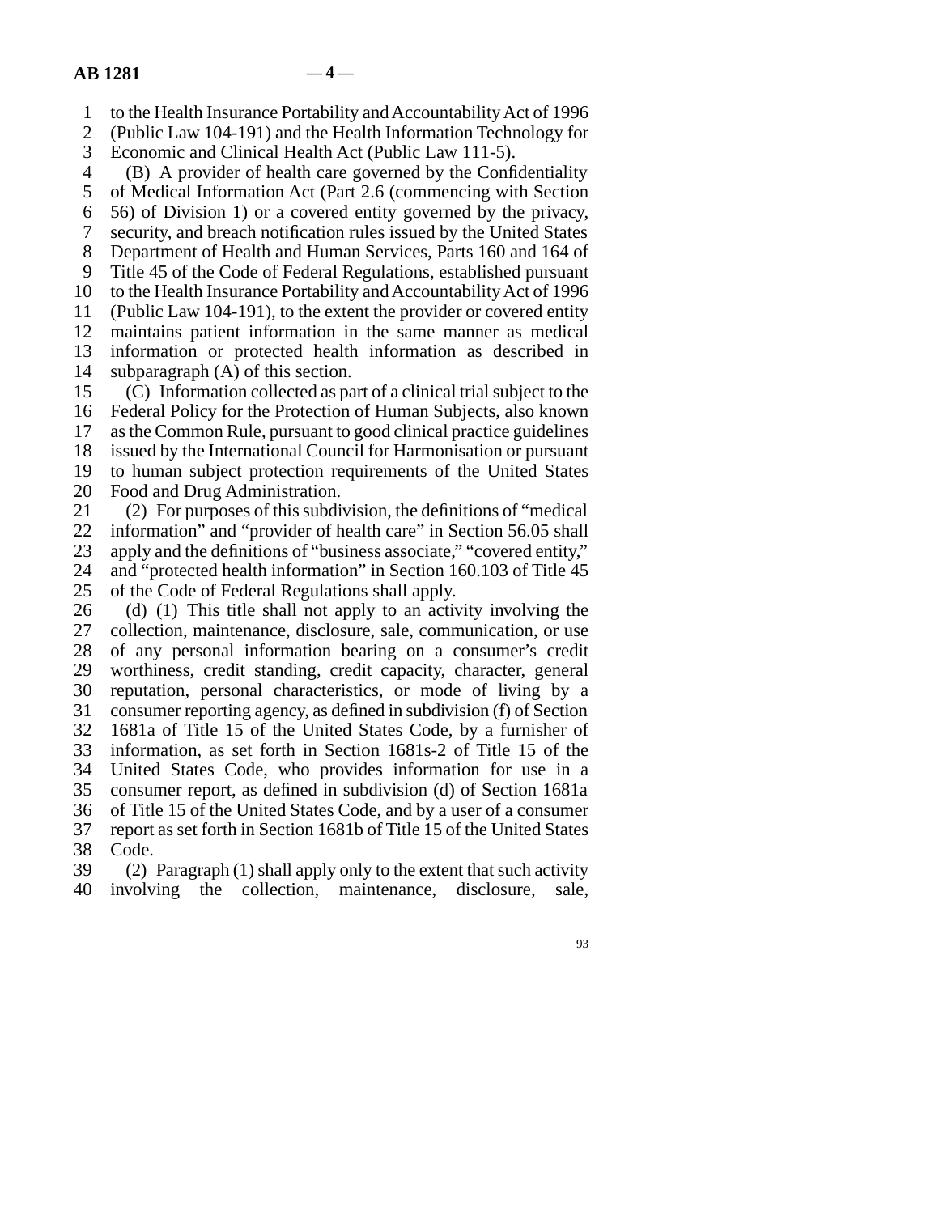to the Health Insurance Portability and Accountability Act of 1996 (Public Law 104-191) and the Health Information Technology for Economic and Clinical Health Act (Public Law 111-5).

(B) A provider of health care governed by the Confidentiality of Medical Information Act (Part 2.6 (commencing with Section 56) of Division 1) or a covered entity governed by the privacy, security, and breach notification rules issued by the United States Department of Health and Human Services, Parts 160 and 164 of Title 45 of the Code of Federal Regulations, established pursuant to the Health Insurance Portability and Accountability Act of 1996 (Public Law 104-191), to the extent the provider or covered entity maintains patient information in the same manner as medical information or protected health information as described in subparagraph (A) of this section.

(C) Information collected as part of a clinical trial subject to the Federal Policy for the Protection of Human Subjects, also known as the Common Rule, pursuant to good clinical practice guidelines issued by the International Council for Harmonisation or pursuant to human subject protection requirements of the United States Food and Drug Administration.

(2) For purposes of this subdivision, the definitions of "medical information" and "provider of health care" in Section 56.05 shall apply and the definitions of "business associate," "covered entity," and "protected health information" in Section 160.103 of Title 45 of the Code of Federal Regulations shall apply.

(d) (1) This title shall not apply to an activity involving the collection, maintenance, disclosure, sale, communication, or use of any personal information bearing on a consumer's credit worthiness, credit standing, credit capacity, character, general reputation, personal characteristics, or mode of living by a consumer reporting agency, as defined in subdivision (f) of Section 1681a of Title 15 of the United States Code, by a furnisher of information, as set forth in Section 1681s-2 of Title 15 of the United States Code, who provides information for use in a consumer report, as defined in subdivision (d) of Section 1681a of Title 15 of the United States Code, and by a user of a consumer report as set forth in Section 1681b of Title 15 of the United States Code.

(2) Paragraph (1) shall apply only to the extent that such activity involving the collection, maintenance, disclosure, sale,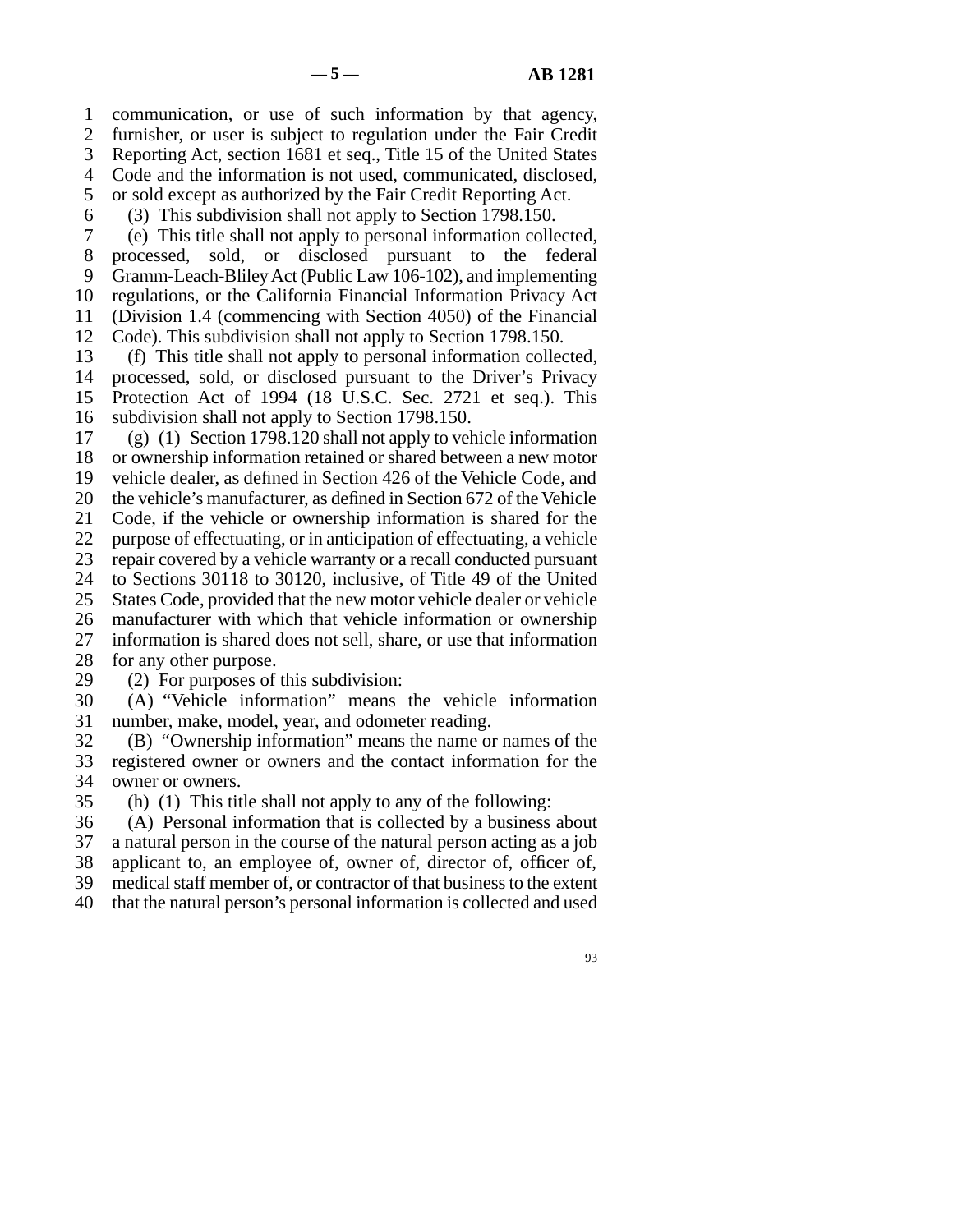communication, or use of such information by that agency, furnisher, or user is subject to regulation under the Fair Credit Reporting Act, section 1681 et seq., Title 15 of the United States Code and the information is not used, communicated, disclosed, or sold except as authorized by the Fair Credit Reporting Act.

(3) This subdivision shall not apply to Section 1798.150.

(e) This title shall not apply to personal information collected, processed, sold, or disclosed pursuant to the federal Gramm-Leach-Bliley Act (Public Law 106-102), and implementing regulations, or the California Financial Information Privacy Act (Division 1.4 (commencing with Section 4050) of the Financial Code). This subdivision shall not apply to Section 1798.150.

(f) This title shall not apply to personal information collected, processed, sold, or disclosed pursuant to the Driver's Privacy Protection Act of 1994 (18 U.S.C. Sec. 2721 et seq.). This subdivision shall not apply to Section 1798.150.

(g) (1) Section 1798.120 shall not apply to vehicle information or ownership information retained or shared between a new motor vehicle dealer, as defined in Section 426 of the Vehicle Code, and the vehicle's manufacturer, as defined in Section 672 of the Vehicle Code, if the vehicle or ownership information is shared for the purpose of effectuating, or in anticipation of effectuating, a vehicle repair covered by a vehicle warranty or a recall conducted pursuant to Sections 30118 to 30120, inclusive, of Title 49 of the United States Code, provided that the new motor vehicle dealer or vehicle manufacturer with which that vehicle information or ownership information is shared does not sell, share, or use that information for any other purpose.

(2) For purposes of this subdivision:

(A) "Vehicle information" means the vehicle information number, make, model, year, and odometer reading.

(B) "Ownership information" means the name or names of the registered owner or owners and the contact information for the owner or owners.

(h) (1) This title shall not apply to any of the following:

(A) Personal information that is collected by a business about a natural person in the course of the natural person acting as a job applicant to, an employee of, owner of, director of, officer of, medical staff member of, or contractor of that business to the extent that the natural person's personal information is collected and used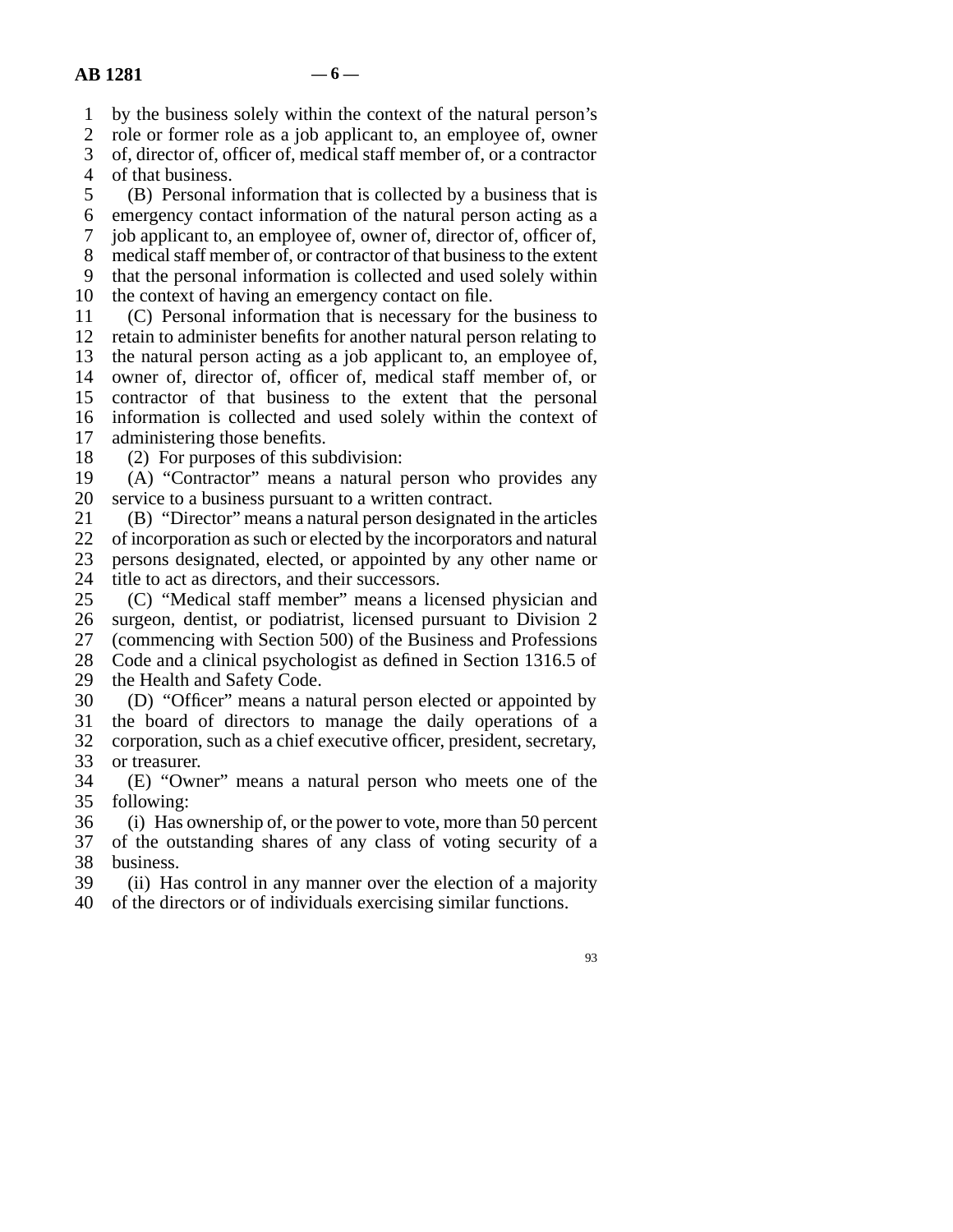by the business solely within the context of the natural person's role or former role as a job applicant to, an employee of, owner of, director of, officer of, medical staff member of, or a contractor of that business.

(B) Personal information that is collected by a business that is emergency contact information of the natural person acting as a job applicant to, an employee of, owner of, director of, officer of, medical staff member of, or contractor of that business to the extent that the personal information is collected and used solely within the context of having an emergency contact on file.

(C) Personal information that is necessary for the business to retain to administer benefits for another natural person relating to the natural person acting as a job applicant to, an employee of, owner of, director of, officer of, medical staff member of, or contractor of that business to the extent that the personal information is collected and used solely within the context of administering those benefits.

(2) For purposes of this subdivision:

(A) "Contractor" means a natural person who provides any service to a business pursuant to a written contract.

(B) "Director" means a natural person designated in the articles of incorporation as such or elected by the incorporators and natural persons designated, elected, or appointed by any other name or title to act as directors, and their successors.

(C) "Medical staff member" means a licensed physician and surgeon, dentist, or podiatrist, licensed pursuant to Division 2 (commencing with Section 500) of the Business and Professions Code and a clinical psychologist as defined in Section 1316.5 of the Health and Safety Code.

(D) "Officer" means a natural person elected or appointed by the board of directors to manage the daily operations of a corporation, such as a chief executive officer, president, secretary, or treasurer.

(E) "Owner" means a natural person who meets one of the following:

(i) Has ownership of, or the power to vote, more than 50 percent of the outstanding shares of any class of voting security of a business.

(ii) Has control in any manner over the election of a majority of the directors or of individuals exercising similar functions.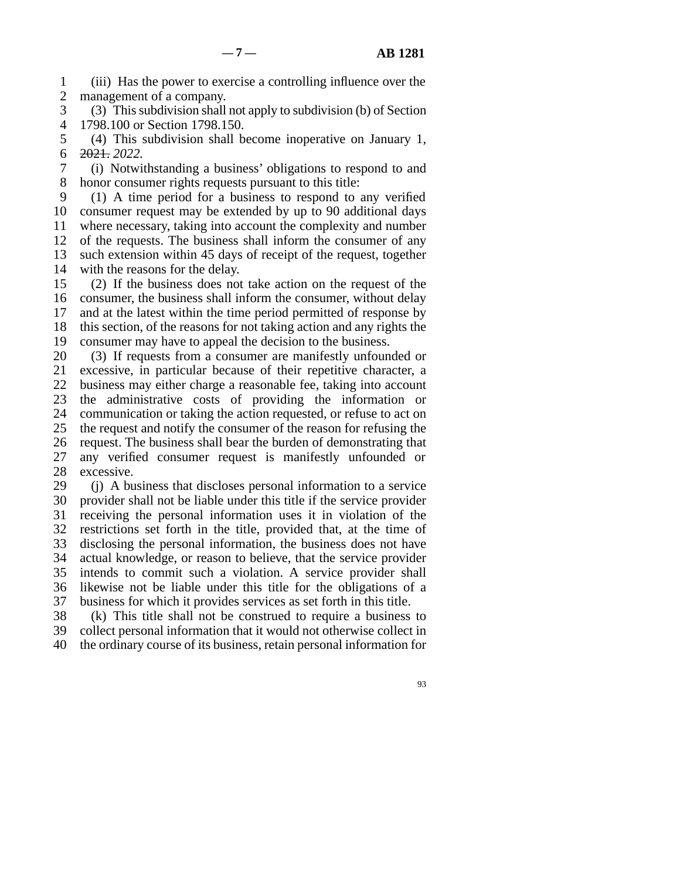(iii) Has the power to exercise a controlling influence over the management of a company.

(3) This subdivision shall not apply to subdivision (b) of Section 1798.100 or Section 1798.150.

(4) This subdivision shall become inoperative on January 1, ~~2021.~~ *2022.*

(i) Notwithstanding a business' obligations to respond to and honor consumer rights requests pursuant to this title:

(1) A time period for a business to respond to any verified consumer request may be extended by up to 90 additional days where necessary, taking into account the complexity and number of the requests. The business shall inform the consumer of any such extension within 45 days of receipt of the request, together with the reasons for the delay.

(2) If the business does not take action on the request of the consumer, the business shall inform the consumer, without delay and at the latest within the time period permitted of response by this section, of the reasons for not taking action and any rights the consumer may have to appeal the decision to the business.

(3) If requests from a consumer are manifestly unfounded or excessive, in particular because of their repetitive character, a business may either charge a reasonable fee, taking into account the administrative costs of providing the information or communication or taking the action requested, or refuse to act on the request and notify the consumer of the reason for refusing the request. The business shall bear the burden of demonstrating that any verified consumer request is manifestly unfounded or excessive.

(j) A business that discloses personal information to a service provider shall not be liable under this title if the service provider receiving the personal information uses it in violation of the restrictions set forth in the title, provided that, at the time of disclosing the personal information, the business does not have actual knowledge, or reason to believe, that the service provider intends to commit such a violation. A service provider shall likewise not be liable under this title for the obligations of a business for which it provides services as set forth in this title.

(k) This title shall not be construed to require a business to collect personal information that it would not otherwise collect in the ordinary course of its business, retain personal information for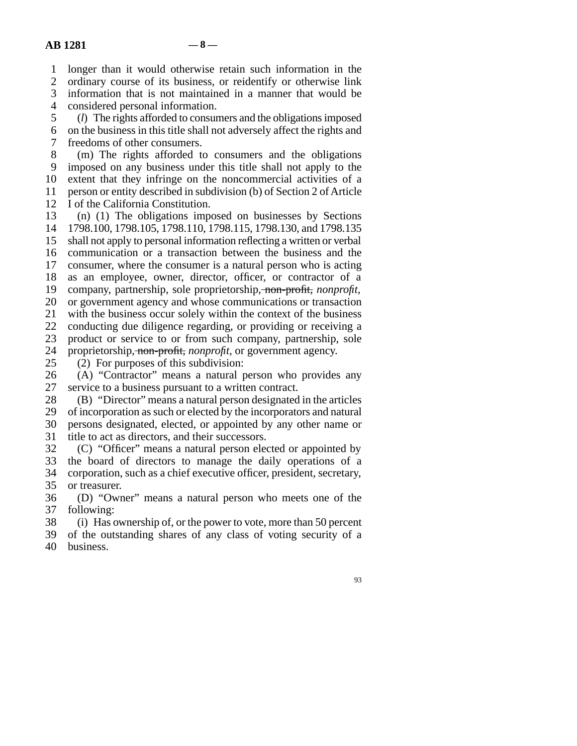longer than it would otherwise retain such information in the ordinary course of its business, or reidentify or otherwise link information that is not maintained in a manner that would be considered personal information.

(*l*) The rights afforded to consumers and the obligations imposed on the business in this title shall not adversely affect the rights and freedoms of other consumers.

(m) The rights afforded to consumers and the obligations imposed on any business under this title shall not apply to the extent that they infringe on the noncommercial activities of a person or entity described in subdivision (b) of Section 2 of Article I of the California Constitution.

(n) (1) The obligations imposed on businesses by Sections 1798.100, 1798.105, 1798.110, 1798.115, 1798.130, and 1798.135 shall not apply to personal information reflecting a written or verbal communication or a transaction between the business and the consumer, where the consumer is a natural person who is acting as an employee, owner, director, officer, or contractor of a company, partnership, sole proprietorship, ~~non-profit,~~ *nonprofit,* or government agency and whose communications or transaction with the business occur solely within the context of the business conducting due diligence regarding, or providing or receiving a product or service to or from such company, partnership, sole proprietorship, ~~non-profit,~~ *nonprofit,* or government agency.

(2) For purposes of this subdivision:

(A) "Contractor" means a natural person who provides any service to a business pursuant to a written contract.

(B) "Director" means a natural person designated in the articles of incorporation as such or elected by the incorporators and natural persons designated, elected, or appointed by any other name or title to act as directors, and their successors.

(C) "Officer" means a natural person elected or appointed by the board of directors to manage the daily operations of a corporation, such as a chief executive officer, president, secretary, or treasurer.

(D) "Owner" means a natural person who meets one of the following:

(i) Has ownership of, or the power to vote, more than 50 percent of the outstanding shares of any class of voting security of a business.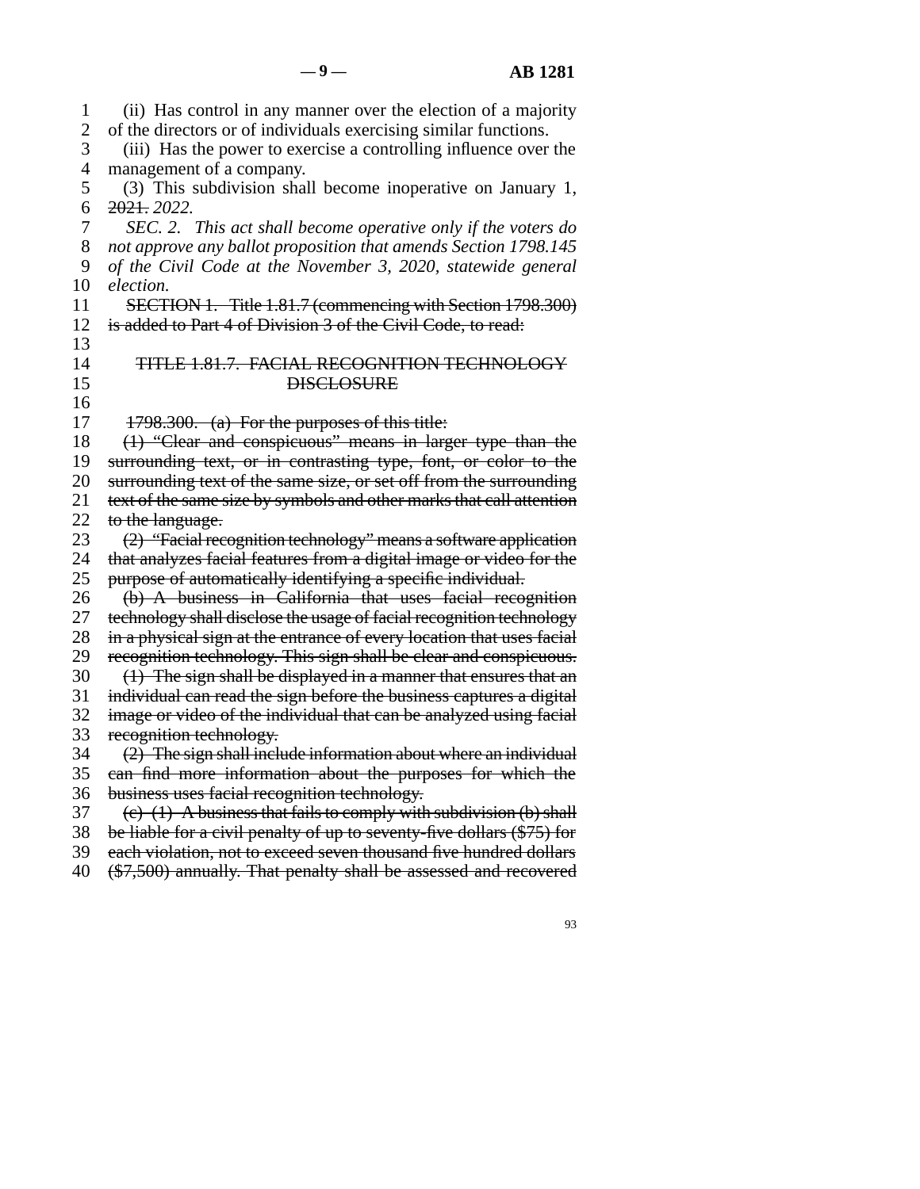(ii) Has control in any manner over the election of a majority of the directors or of individuals exercising similar functions.

(iii) Has the power to exercise a controlling influence over the management of a company.

(3) This subdivision shall become inoperative on January 1, ~~2021.~~ *2022.*

*SEC. 2. This act shall become operative only if the voters do not approve any ballot proposition that amends Section 1798.145 of the Civil Code at the November 3, 2020, statewide general election.*

~~SECTION 1. Title 1.81.7 (commencing with Section 1798.300) is added to Part 4 of Division 3 of the Civil Code, to read:~~

~~TITLE 1.81.7. FACIAL RECOGNITION TECHNOLOGY DISCLOSURE~~

~~1798.300. (a) For the purposes of this title:~~

~~(1) "Clear and conspicuous" means in larger type than the surrounding text, or in contrasting type, font, or color to the surrounding text of the same size, or set off from the surrounding text of the same size by symbols and other marks that call attention to the language.~~

~~(2) "Facial recognition technology" means a software application that analyzes facial features from a digital image or video for the purpose of automatically identifying a specific individual.~~

~~(b) A business in California that uses facial recognition technology shall disclose the usage of facial recognition technology in a physical sign at the entrance of every location that uses facial recognition technology. This sign shall be clear and conspicuous.~~

~~(1) The sign shall be displayed in a manner that ensures that an individual can read the sign before the business captures a digital image or video of the individual that can be analyzed using facial recognition technology.~~

~~(2) The sign shall include information about where an individual can find more information about the purposes for which the business uses facial recognition technology.~~

~~(c) (1) A business that fails to comply with subdivision (b) shall be liable for a civil penalty of up to seventy-five dollars ($75) for each violation, not to exceed seven thousand five hundred dollars ($7,500) annually. That penalty shall be assessed and recovered~~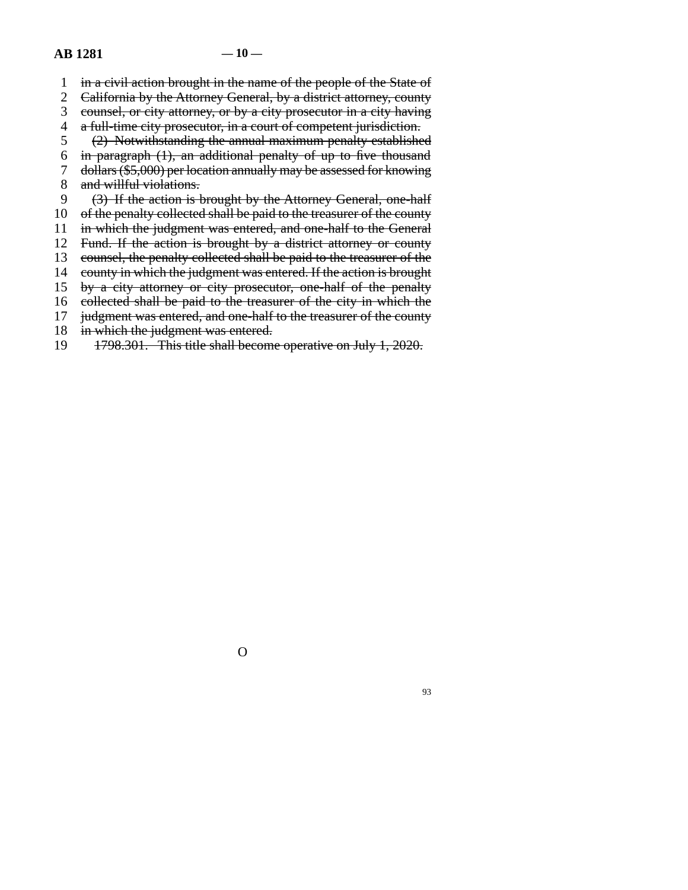~~in a civil action brought in the name of the people of the State of California by the Attorney General, by a district attorney, county counsel, or city attorney, or by a city prosecutor in a city having a full-time city prosecutor, in a court of competent jurisdiction.~~

~~(2) Notwithstanding the annual maximum penalty established in paragraph (1), an additional penalty of up to five thousand dollars ($5,000) per location annually may be assessed for knowing and willful violations.~~

~~(3) If the action is brought by the Attorney General, one-half of the penalty collected shall be paid to the treasurer of the county in which the judgment was entered, and one-half to the General Fund. If the action is brought by a district attorney or county counsel, the penalty collected shall be paid to the treasurer of the county in which the judgment was entered. If the action is brought by a city attorney or city prosecutor, one-half of the penalty collected shall be paid to the treasurer of the city in which the judgment was entered, and one-half to the treasurer of the county in which the judgment was entered.~~

~~1798.301. This title shall become operative on July 1, 2020.~~

O